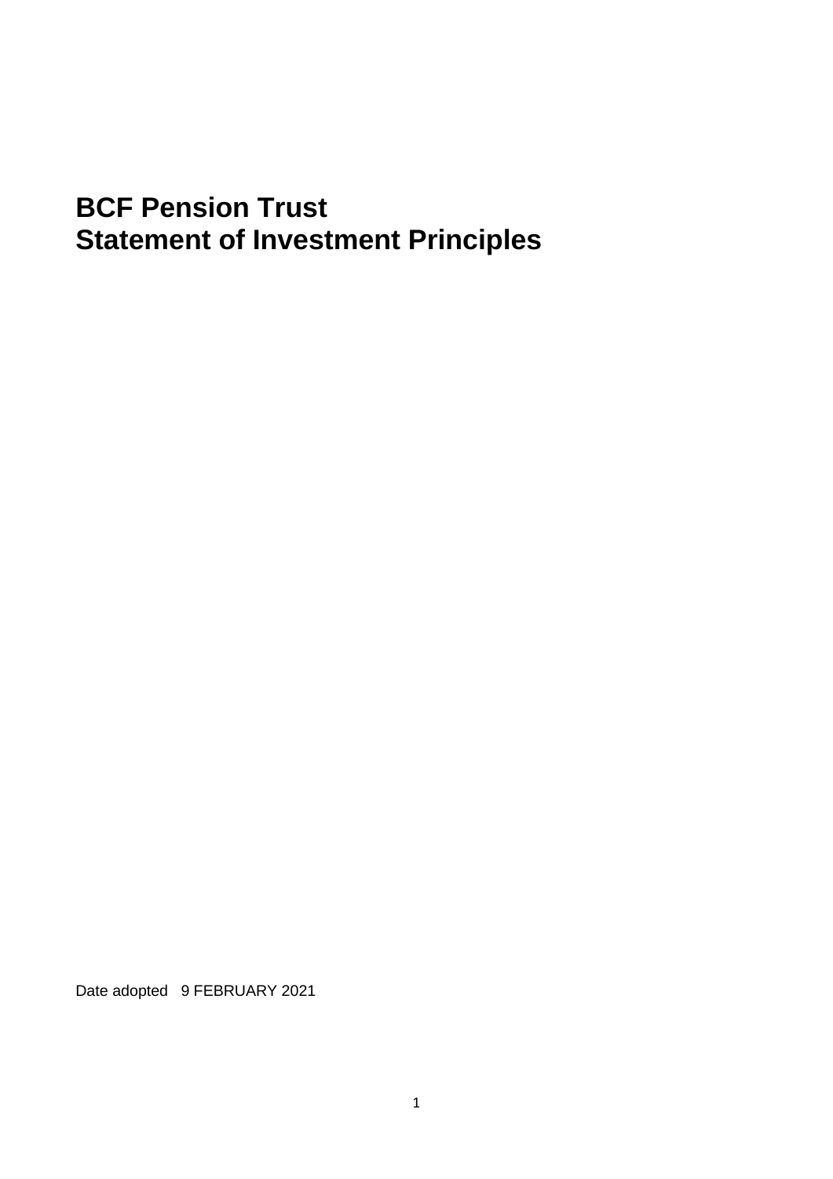# BCF Pension Trust
# Statement of Investment Principles

Date adopted 9 FEBRUARY 2021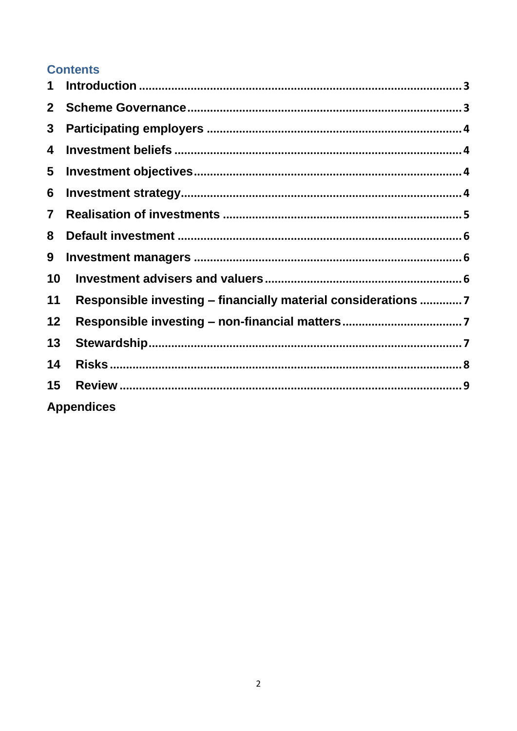## Contents

1 Introduction ........................................................................................ 3

2 Scheme Governance ........................................................................... 3

3 Participating employers ..................................................................... 4

4 Investment beliefs .............................................................................. 4

5 Investment objectives ......................................................................... 4

6 Investment strategy ............................................................................ 4

7 Realisation of investments ................................................................. 5

8 Default investment ............................................................................. 6

9 Investment managers ......................................................................... 6

10 Investment advisers and valuers ........................................................ 6

11 Responsible investing – financially material considerations ............. 7

12 Responsible investing – non-financial matters .................................. 7

13 Stewardship ........................................................................................ 7

14 Risks ................................................................................................... 8

15 Review ................................................................................................ 9

Appendices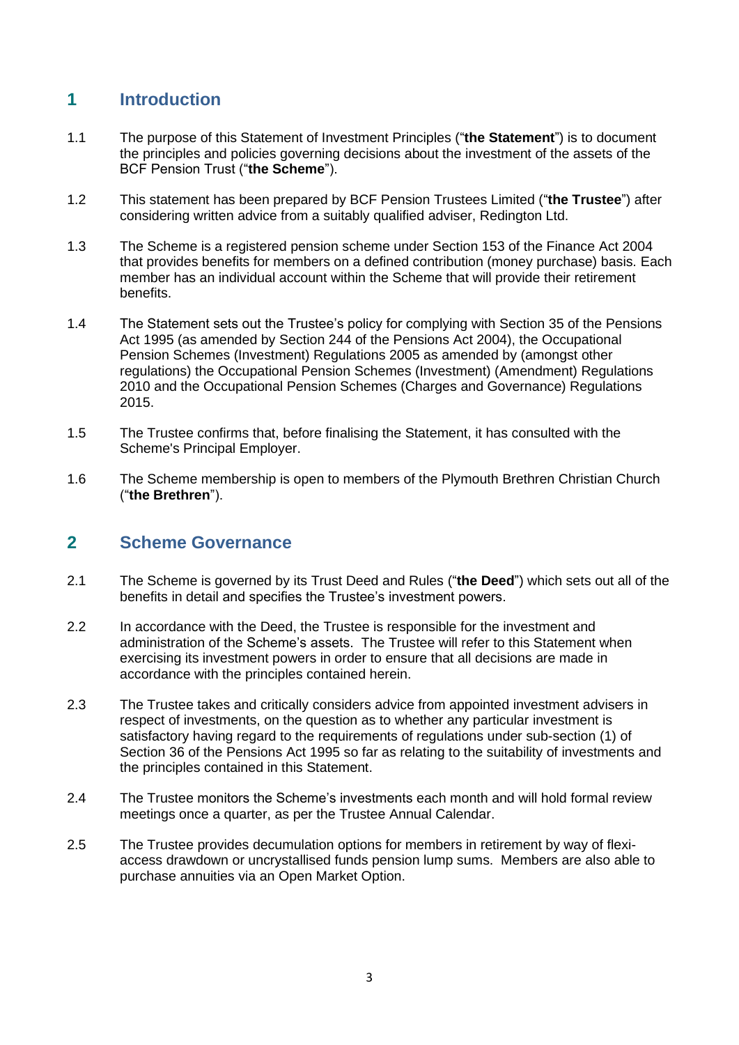## 1 Introduction

1.1 The purpose of this Statement of Investment Principles ("**the Statement**") is to document the principles and policies governing decisions about the investment of the assets of the BCF Pension Trust ("**the Scheme**").

1.2 This statement has been prepared by BCF Pension Trustees Limited ("**the Trustee**") after considering written advice from a suitably qualified adviser, Redington Ltd.

1.3 The Scheme is a registered pension scheme under Section 153 of the Finance Act 2004 that provides benefits for members on a defined contribution (money purchase) basis. Each member has an individual account within the Scheme that will provide their retirement benefits.

1.4 The Statement sets out the Trustee's policy for complying with Section 35 of the Pensions Act 1995 (as amended by Section 244 of the Pensions Act 2004), the Occupational Pension Schemes (Investment) Regulations 2005 as amended by (amongst other regulations) the Occupational Pension Schemes (Investment) (Amendment) Regulations 2010 and the Occupational Pension Schemes (Charges and Governance) Regulations 2015.

1.5 The Trustee confirms that, before finalising the Statement, it has consulted with the Scheme's Principal Employer.

1.6 The Scheme membership is open to members of the Plymouth Brethren Christian Church ("**the Brethren**").

## 2 Scheme Governance

2.1 The Scheme is governed by its Trust Deed and Rules ("**the Deed**") which sets out all of the benefits in detail and specifies the Trustee's investment powers.

2.2 In accordance with the Deed, the Trustee is responsible for the investment and administration of the Scheme's assets. The Trustee will refer to this Statement when exercising its investment powers in order to ensure that all decisions are made in accordance with the principles contained herein.

2.3 The Trustee takes and critically considers advice from appointed investment advisers in respect of investments, on the question as to whether any particular investment is satisfactory having regard to the requirements of regulations under sub-section (1) of Section 36 of the Pensions Act 1995 so far as relating to the suitability of investments and the principles contained in this Statement.

2.4 The Trustee monitors the Scheme's investments each month and will hold formal review meetings once a quarter, as per the Trustee Annual Calendar.

2.5 The Trustee provides decumulation options for members in retirement by way of flexi-access drawdown or uncrystallised funds pension lump sums. Members are also able to purchase annuities via an Open Market Option.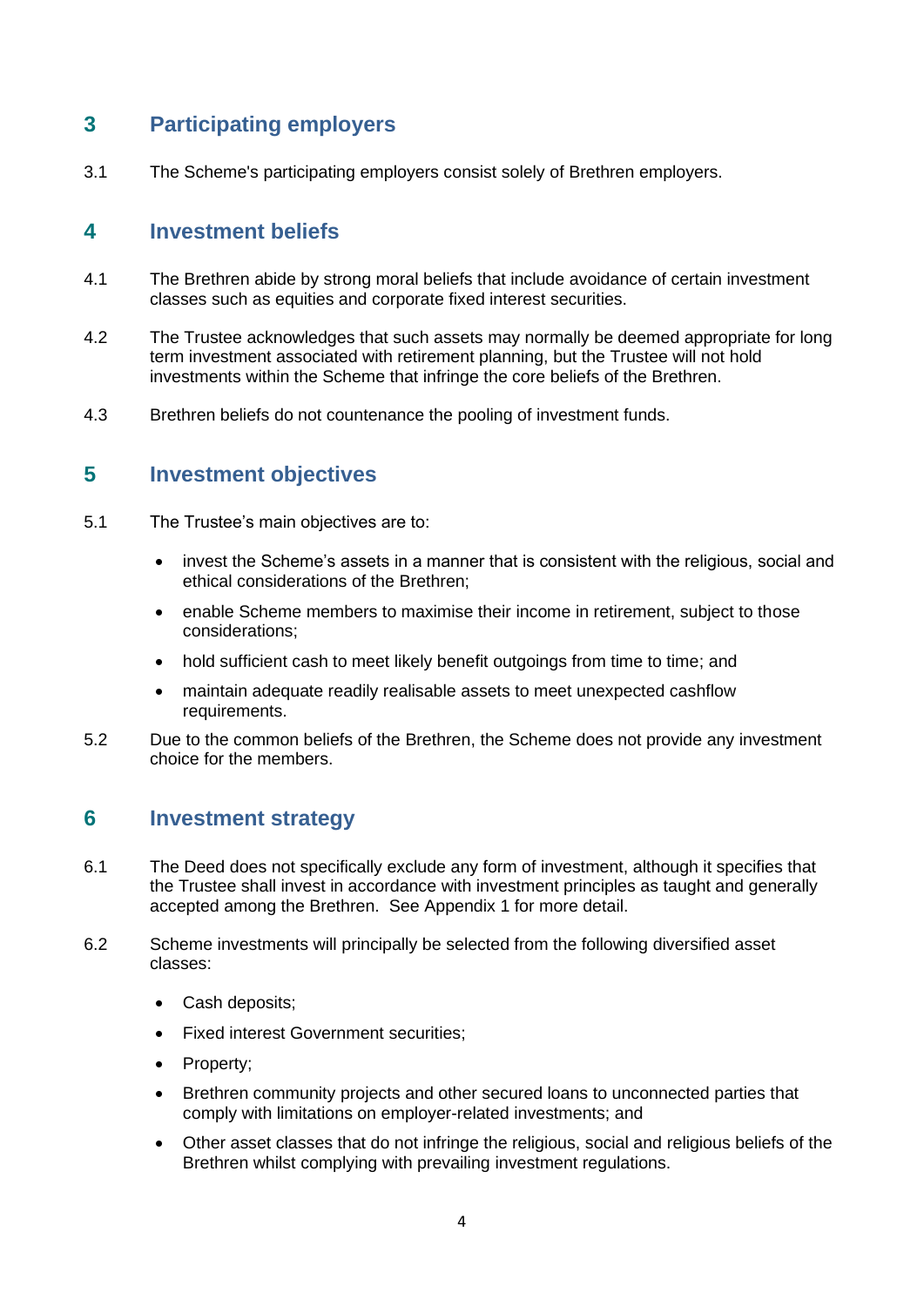## 3 Participating employers

3.1 The Scheme's participating employers consist solely of Brethren employers.

## 4 Investment beliefs

4.1 The Brethren abide by strong moral beliefs that include avoidance of certain investment classes such as equities and corporate fixed interest securities.

4.2 The Trustee acknowledges that such assets may normally be deemed appropriate for long term investment associated with retirement planning, but the Trustee will not hold investments within the Scheme that infringe the core beliefs of the Brethren.

4.3 Brethren beliefs do not countenance the pooling of investment funds.

## 5 Investment objectives

5.1 The Trustee's main objectives are to:

- invest the Scheme's assets in a manner that is consistent with the religious, social and ethical considerations of the Brethren;
- enable Scheme members to maximise their income in retirement, subject to those considerations;
- hold sufficient cash to meet likely benefit outgoings from time to time; and
- maintain adequate readily realisable assets to meet unexpected cashflow requirements.

5.2 Due to the common beliefs of the Brethren, the Scheme does not provide any investment choice for the members.

## 6 Investment strategy

6.1 The Deed does not specifically exclude any form of investment, although it specifies that the Trustee shall invest in accordance with investment principles as taught and generally accepted among the Brethren. See Appendix 1 for more detail.

6.2 Scheme investments will principally be selected from the following diversified asset classes:

- Cash deposits;
- Fixed interest Government securities;
- Property;
- Brethren community projects and other secured loans to unconnected parties that comply with limitations on employer-related investments; and
- Other asset classes that do not infringe the religious, social and religious beliefs of the Brethren whilst complying with prevailing investment regulations.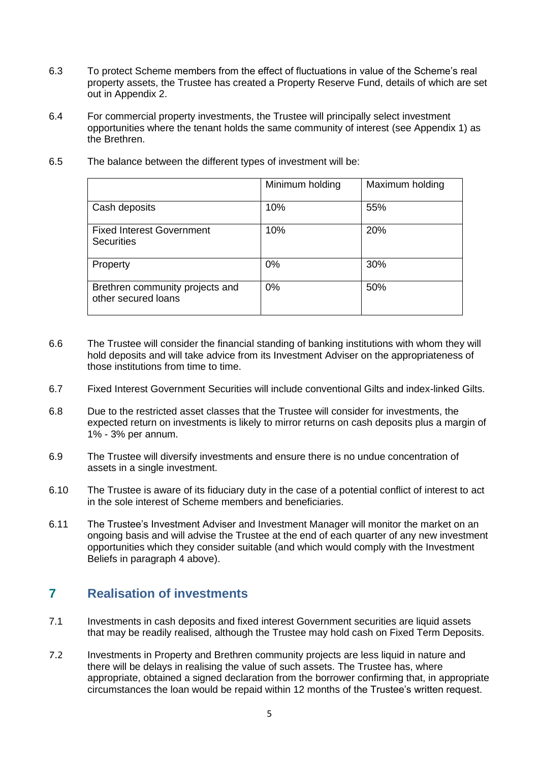6.3 To protect Scheme members from the effect of fluctuations in value of the Scheme's real property assets, the Trustee has created a Property Reserve Fund, details of which are set out in Appendix 2.

6.4 For commercial property investments, the Trustee will principally select investment opportunities where the tenant holds the same community of interest (see Appendix 1) as the Brethren.

6.5 The balance between the different types of investment will be:

| | Minimum holding | Maximum holding |
|---|---|---|
| Cash deposits | 10% | 55% |
| Fixed Interest Government Securities | 10% | 20% |
| Property | 0% | 30% |
| Brethren community projects and other secured loans | 0% | 50% |

6.6 The Trustee will consider the financial standing of banking institutions with whom they will hold deposits and will take advice from its Investment Adviser on the appropriateness of those institutions from time to time.

6.7 Fixed Interest Government Securities will include conventional Gilts and index-linked Gilts.

6.8 Due to the restricted asset classes that the Trustee will consider for investments, the expected return on investments is likely to mirror returns on cash deposits plus a margin of 1% - 3% per annum.

6.9 The Trustee will diversify investments and ensure there is no undue concentration of assets in a single investment.

6.10 The Trustee is aware of its fiduciary duty in the case of a potential conflict of interest to act in the sole interest of Scheme members and beneficiaries.

6.11 The Trustee's Investment Adviser and Investment Manager will monitor the market on an ongoing basis and will advise the Trustee at the end of each quarter of any new investment opportunities which they consider suitable (and which would comply with the Investment Beliefs in paragraph 4 above).

## 7 Realisation of investments

7.1 Investments in cash deposits and fixed interest Government securities are liquid assets that may be readily realised, although the Trustee may hold cash on Fixed Term Deposits.

7.2 Investments in Property and Brethren community projects are less liquid in nature and there will be delays in realising the value of such assets. The Trustee has, where appropriate, obtained a signed declaration from the borrower confirming that, in appropriate circumstances the loan would be repaid within 12 months of the Trustee's written request.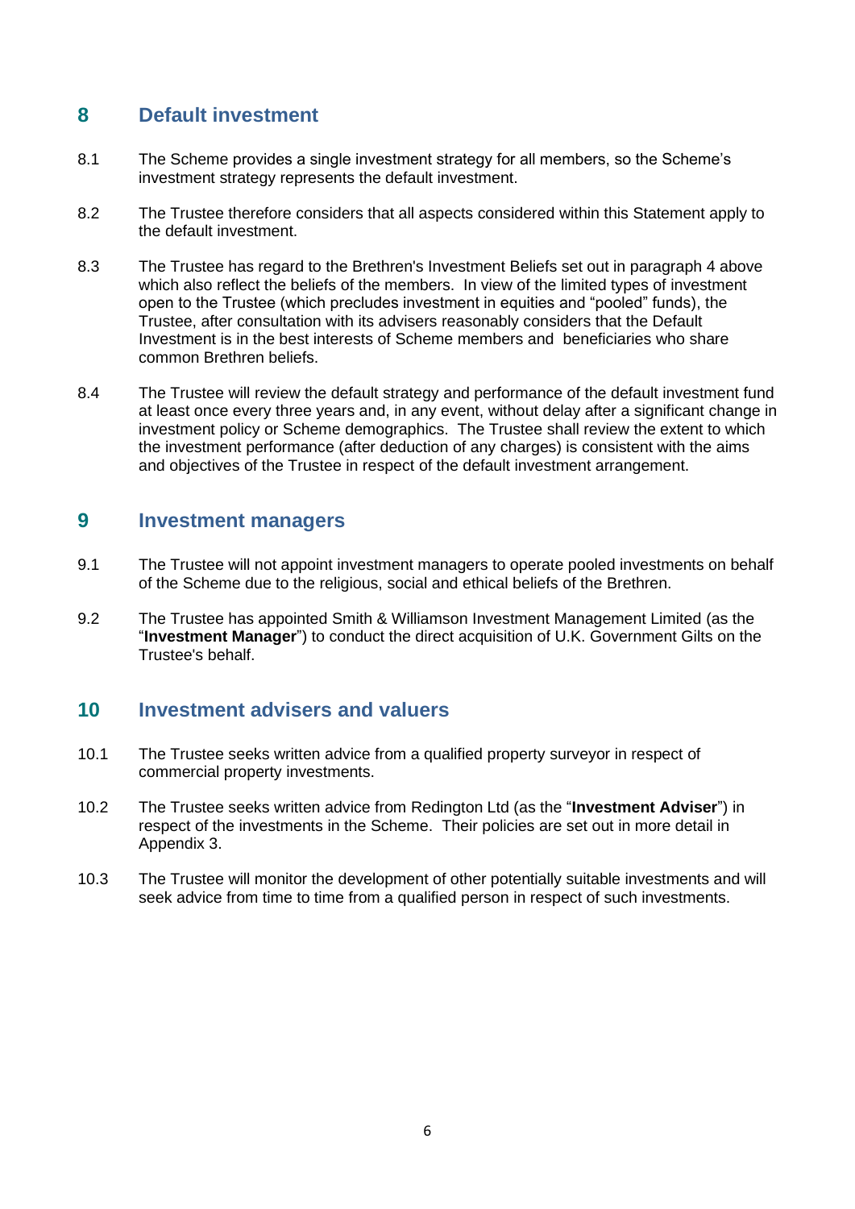## 8 Default investment

8.1 The Scheme provides a single investment strategy for all members, so the Scheme's investment strategy represents the default investment.

8.2 The Trustee therefore considers that all aspects considered within this Statement apply to the default investment.

8.3 The Trustee has regard to the Brethren's Investment Beliefs set out in paragraph 4 above which also reflect the beliefs of the members. In view of the limited types of investment open to the Trustee (which precludes investment in equities and "pooled" funds), the Trustee, after consultation with its advisers reasonably considers that the Default Investment is in the best interests of Scheme members and beneficiaries who share common Brethren beliefs.

8.4 The Trustee will review the default strategy and performance of the default investment fund at least once every three years and, in any event, without delay after a significant change in investment policy or Scheme demographics. The Trustee shall review the extent to which the investment performance (after deduction of any charges) is consistent with the aims and objectives of the Trustee in respect of the default investment arrangement.

## 9 Investment managers

9.1 The Trustee will not appoint investment managers to operate pooled investments on behalf of the Scheme due to the religious, social and ethical beliefs of the Brethren.

9.2 The Trustee has appointed Smith & Williamson Investment Management Limited (as the "**Investment Manager**") to conduct the direct acquisition of U.K. Government Gilts on the Trustee's behalf.

## 10 Investment advisers and valuers

10.1 The Trustee seeks written advice from a qualified property surveyor in respect of commercial property investments.

10.2 The Trustee seeks written advice from Redington Ltd (as the "**Investment Adviser**") in respect of the investments in the Scheme. Their policies are set out in more detail in Appendix 3.

10.3 The Trustee will monitor the development of other potentially suitable investments and will seek advice from time to time from a qualified person in respect of such investments.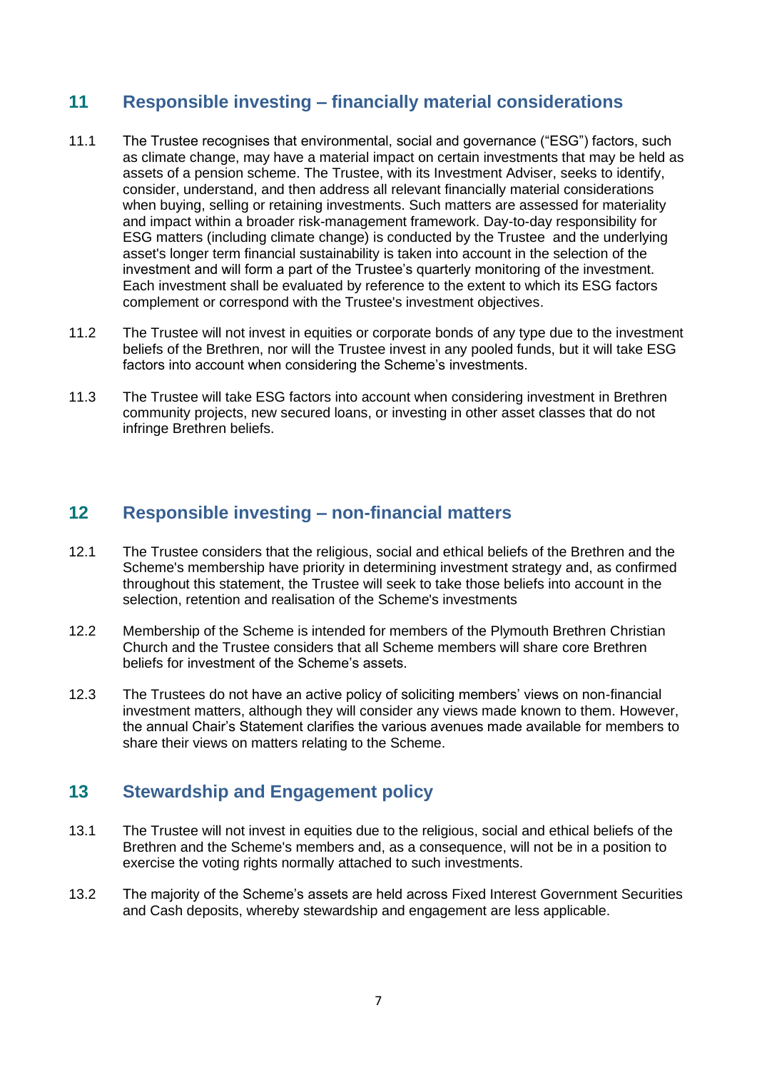## 11 Responsible investing – financially material considerations

11.1 The Trustee recognises that environmental, social and governance ("ESG") factors, such as climate change, may have a material impact on certain investments that may be held as assets of a pension scheme. The Trustee, with its Investment Adviser, seeks to identify, consider, understand, and then address all relevant financially material considerations when buying, selling or retaining investments. Such matters are assessed for materiality and impact within a broader risk-management framework. Day-to-day responsibility for ESG matters (including climate change) is conducted by the Trustee and the underlying asset's longer term financial sustainability is taken into account in the selection of the investment and will form a part of the Trustee's quarterly monitoring of the investment. Each investment shall be evaluated by reference to the extent to which its ESG factors complement or correspond with the Trustee's investment objectives.

11.2 The Trustee will not invest in equities or corporate bonds of any type due to the investment beliefs of the Brethren, nor will the Trustee invest in any pooled funds, but it will take ESG factors into account when considering the Scheme's investments.

11.3 The Trustee will take ESG factors into account when considering investment in Brethren community projects, new secured loans, or investing in other asset classes that do not infringe Brethren beliefs.

## 12 Responsible investing – non-financial matters

12.1 The Trustee considers that the religious, social and ethical beliefs of the Brethren and the Scheme's membership have priority in determining investment strategy and, as confirmed throughout this statement, the Trustee will seek to take those beliefs into account in the selection, retention and realisation of the Scheme's investments

12.2 Membership of the Scheme is intended for members of the Plymouth Brethren Christian Church and the Trustee considers that all Scheme members will share core Brethren beliefs for investment of the Scheme's assets.

12.3 The Trustees do not have an active policy of soliciting members' views on non-financial investment matters, although they will consider any views made known to them. However, the annual Chair's Statement clarifies the various avenues made available for members to share their views on matters relating to the Scheme.

## 13 Stewardship and Engagement policy

13.1 The Trustee will not invest in equities due to the religious, social and ethical beliefs of the Brethren and the Scheme's members and, as a consequence, will not be in a position to exercise the voting rights normally attached to such investments.

13.2 The majority of the Scheme's assets are held across Fixed Interest Government Securities and Cash deposits, whereby stewardship and engagement are less applicable.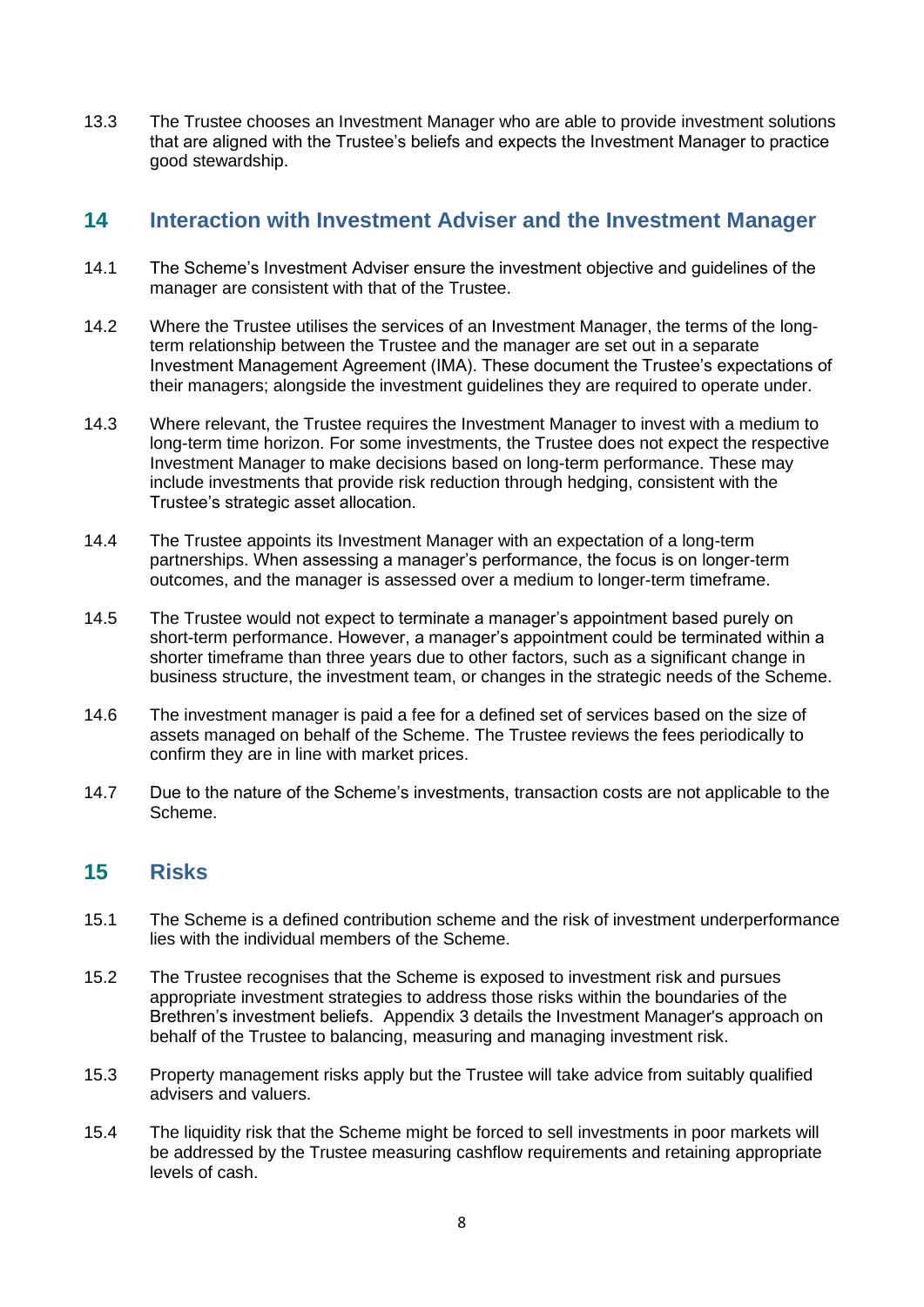13.3 The Trustee chooses an Investment Manager who are able to provide investment solutions that are aligned with the Trustee's beliefs and expects the Investment Manager to practice good stewardship.

## 14 Interaction with Investment Adviser and the Investment Manager

14.1 The Scheme's Investment Adviser ensure the investment objective and guidelines of the manager are consistent with that of the Trustee.

14.2 Where the Trustee utilises the services of an Investment Manager, the terms of the long-term relationship between the Trustee and the manager are set out in a separate Investment Management Agreement (IMA). These document the Trustee's expectations of their managers; alongside the investment guidelines they are required to operate under.

14.3 Where relevant, the Trustee requires the Investment Manager to invest with a medium to long-term time horizon. For some investments, the Trustee does not expect the respective Investment Manager to make decisions based on long-term performance. These may include investments that provide risk reduction through hedging, consistent with the Trustee's strategic asset allocation.

14.4 The Trustee appoints its Investment Manager with an expectation of a long-term partnerships. When assessing a manager's performance, the focus is on longer-term outcomes, and the manager is assessed over a medium to longer-term timeframe.

14.5 The Trustee would not expect to terminate a manager's appointment based purely on short-term performance. However, a manager's appointment could be terminated within a shorter timeframe than three years due to other factors, such as a significant change in business structure, the investment team, or changes in the strategic needs of the Scheme.

14.6 The investment manager is paid a fee for a defined set of services based on the size of assets managed on behalf of the Scheme. The Trustee reviews the fees periodically to confirm they are in line with market prices.

14.7 Due to the nature of the Scheme's investments, transaction costs are not applicable to the Scheme.

## 15 Risks

15.1 The Scheme is a defined contribution scheme and the risk of investment underperformance lies with the individual members of the Scheme.

15.2 The Trustee recognises that the Scheme is exposed to investment risk and pursues appropriate investment strategies to address those risks within the boundaries of the Brethren's investment beliefs. Appendix 3 details the Investment Manager's approach on behalf of the Trustee to balancing, measuring and managing investment risk.

15.3 Property management risks apply but the Trustee will take advice from suitably qualified advisers and valuers.

15.4 The liquidity risk that the Scheme might be forced to sell investments in poor markets will be addressed by the Trustee measuring cashflow requirements and retaining appropriate levels of cash.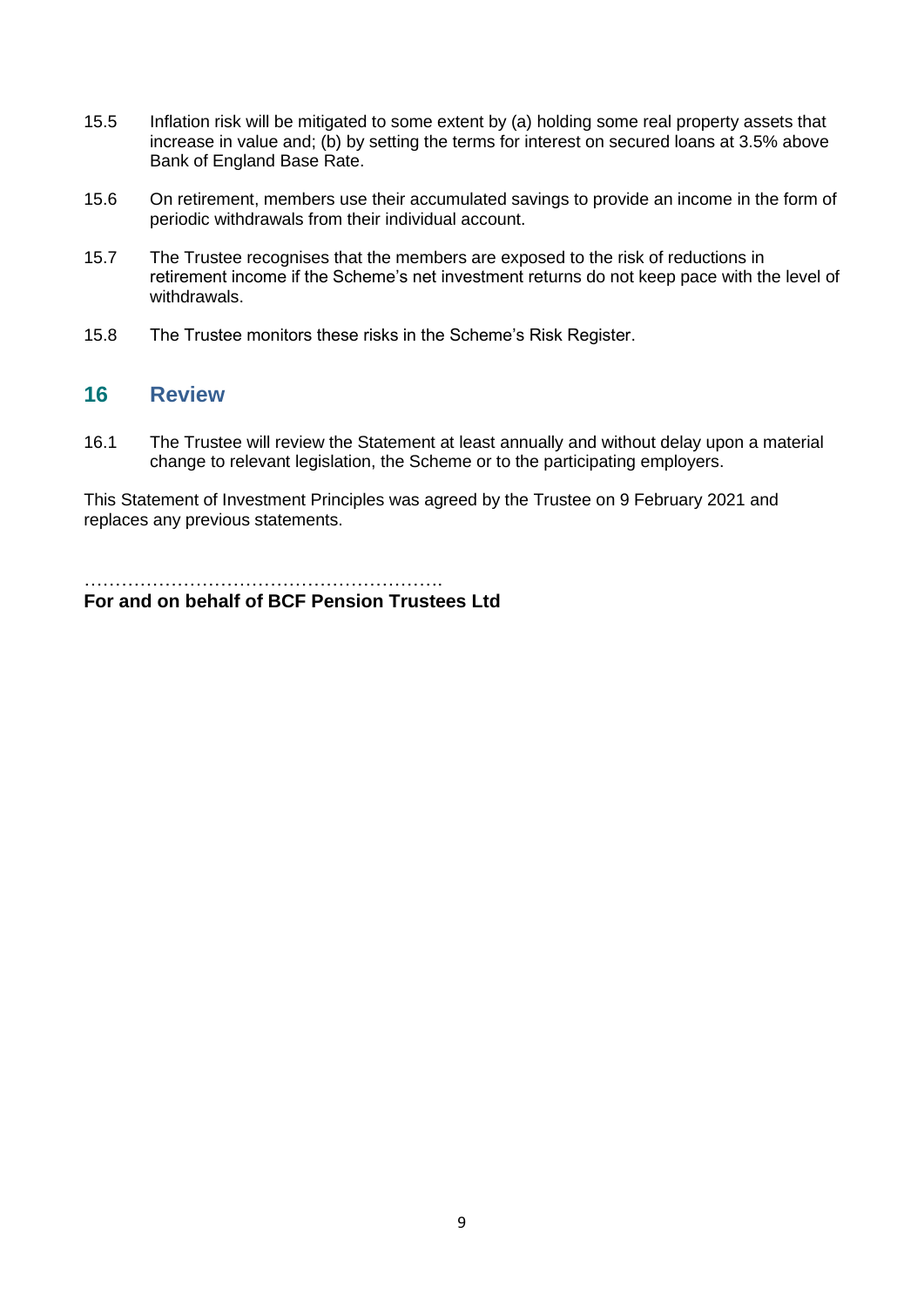15.5 Inflation risk will be mitigated to some extent by (a) holding some real property assets that increase in value and; (b) by setting the terms for interest on secured loans at 3.5% above Bank of England Base Rate.

15.6 On retirement, members use their accumulated savings to provide an income in the form of periodic withdrawals from their individual account.

15.7 The Trustee recognises that the members are exposed to the risk of reductions in retirement income if the Scheme's net investment returns do not keep pace with the level of withdrawals.

15.8 The Trustee monitors these risks in the Scheme's Risk Register.

## 16 Review

16.1 The Trustee will review the Statement at least annually and without delay upon a material change to relevant legislation, the Scheme or to the participating employers.

This Statement of Investment Principles was agreed by the Trustee on 9 February 2021 and replaces any previous statements.

…………………………………………………

**For and on behalf of BCF Pension Trustees Ltd**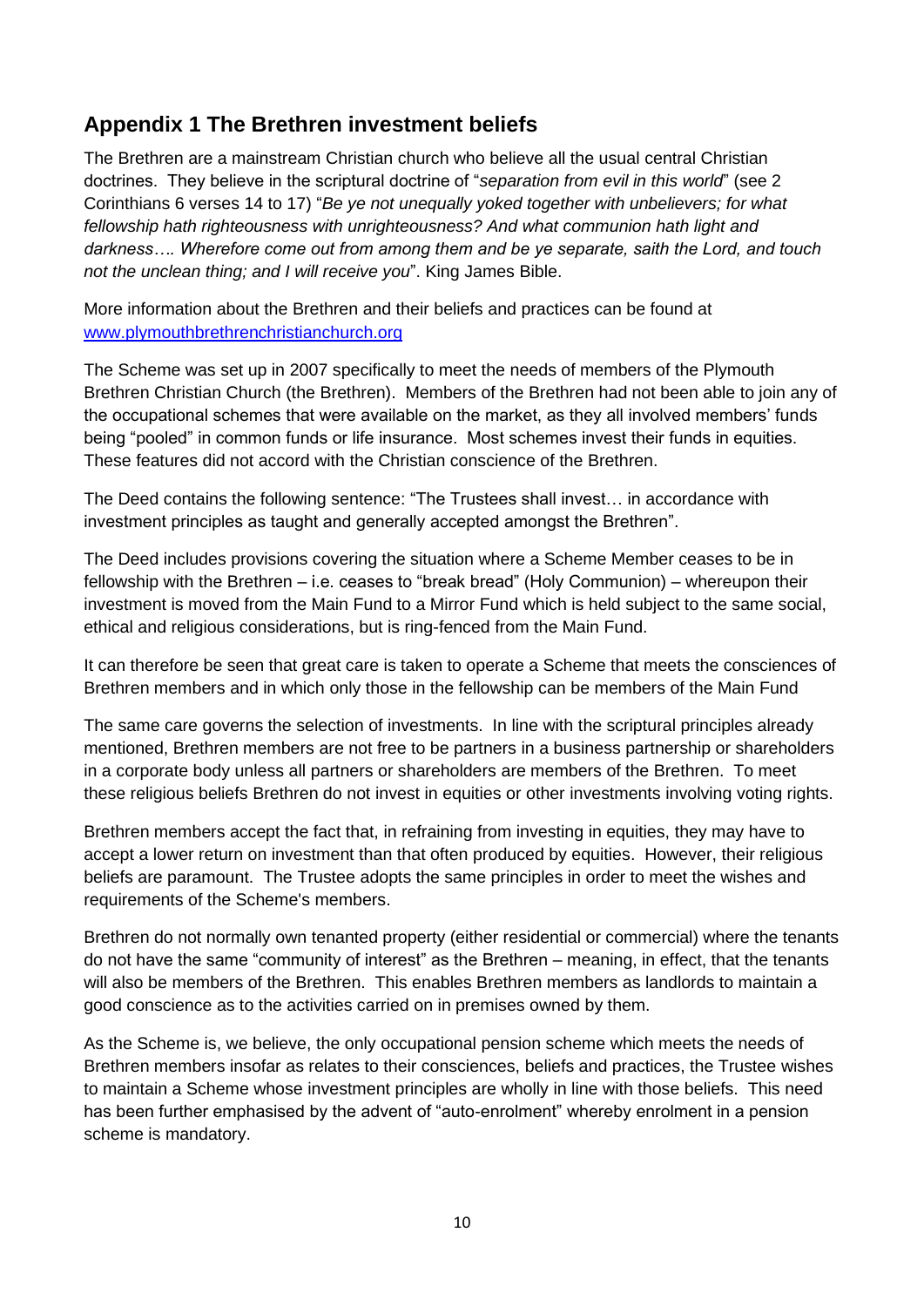## Appendix 1 The Brethren investment beliefs

The Brethren are a mainstream Christian church who believe all the usual central Christian doctrines. They believe in the scriptural doctrine of "*separation from evil in this world*" (see 2 Corinthians 6 verses 14 to 17) "*Be ye not unequally yoked together with unbelievers; for what fellowship hath righteousness with unrighteousness? And what communion hath light and darkness…. Wherefore come out from among them and be ye separate, saith the Lord, and touch not the unclean thing; and I will receive you*". King James Bible.

More information about the Brethren and their beliefs and practices can be found at [www.plymouthbrethrenchristianchurch.org](www.plymouthbrethrenchristianchurch.org)

The Scheme was set up in 2007 specifically to meet the needs of members of the Plymouth Brethren Christian Church (the Brethren). Members of the Brethren had not been able to join any of the occupational schemes that were available on the market, as they all involved members' funds being "pooled" in common funds or life insurance. Most schemes invest their funds in equities. These features did not accord with the Christian conscience of the Brethren.

The Deed contains the following sentence: "The Trustees shall invest… in accordance with investment principles as taught and generally accepted amongst the Brethren".

The Deed includes provisions covering the situation where a Scheme Member ceases to be in fellowship with the Brethren – i.e. ceases to "break bread" (Holy Communion) – whereupon their investment is moved from the Main Fund to a Mirror Fund which is held subject to the same social, ethical and religious considerations, but is ring-fenced from the Main Fund.

It can therefore be seen that great care is taken to operate a Scheme that meets the consciences of Brethren members and in which only those in the fellowship can be members of the Main Fund

The same care governs the selection of investments. In line with the scriptural principles already mentioned, Brethren members are not free to be partners in a business partnership or shareholders in a corporate body unless all partners or shareholders are members of the Brethren. To meet these religious beliefs Brethren do not invest in equities or other investments involving voting rights.

Brethren members accept the fact that, in refraining from investing in equities, they may have to accept a lower return on investment than that often produced by equities. However, their religious beliefs are paramount. The Trustee adopts the same principles in order to meet the wishes and requirements of the Scheme's members.

Brethren do not normally own tenanted property (either residential or commercial) where the tenants do not have the same "community of interest" as the Brethren – meaning, in effect, that the tenants will also be members of the Brethren. This enables Brethren members as landlords to maintain a good conscience as to the activities carried on in premises owned by them.

As the Scheme is, we believe, the only occupational pension scheme which meets the needs of Brethren members insofar as relates to their consciences, beliefs and practices, the Trustee wishes to maintain a Scheme whose investment principles are wholly in line with those beliefs. This need has been further emphasised by the advent of "auto-enrolment" whereby enrolment in a pension scheme is mandatory.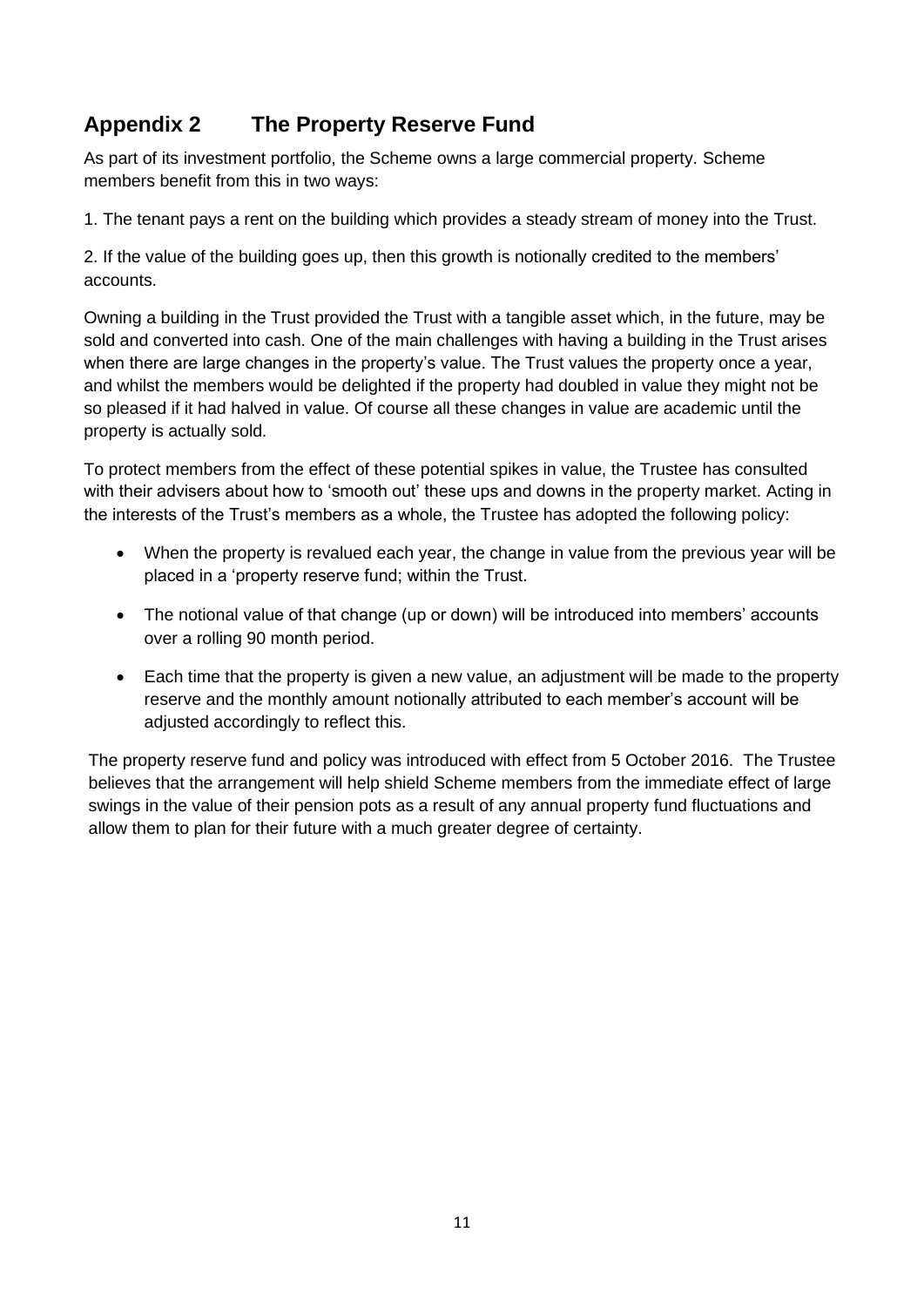## Appendix 2 The Property Reserve Fund

As part of its investment portfolio, the Scheme owns a large commercial property. Scheme members benefit from this in two ways:

1. The tenant pays a rent on the building which provides a steady stream of money into the Trust.

2. If the value of the building goes up, then this growth is notionally credited to the members' accounts.

Owning a building in the Trust provided the Trust with a tangible asset which, in the future, may be sold and converted into cash. One of the main challenges with having a building in the Trust arises when there are large changes in the property's value. The Trust values the property once a year, and whilst the members would be delighted if the property had doubled in value they might not be so pleased if it had halved in value. Of course all these changes in value are academic until the property is actually sold.

To protect members from the effect of these potential spikes in value, the Trustee has consulted with their advisers about how to 'smooth out' these ups and downs in the property market. Acting in the interests of the Trust's members as a whole, the Trustee has adopted the following policy:

- When the property is revalued each year, the change in value from the previous year will be placed in a 'property reserve fund; within the Trust.
- The notional value of that change (up or down) will be introduced into members' accounts over a rolling 90 month period.
- Each time that the property is given a new value, an adjustment will be made to the property reserve and the monthly amount notionally attributed to each member's account will be adjusted accordingly to reflect this.

The property reserve fund and policy was introduced with effect from 5 October 2016. The Trustee believes that the arrangement will help shield Scheme members from the immediate effect of large swings in the value of their pension pots as a result of any annual property fund fluctuations and allow them to plan for their future with a much greater degree of certainty.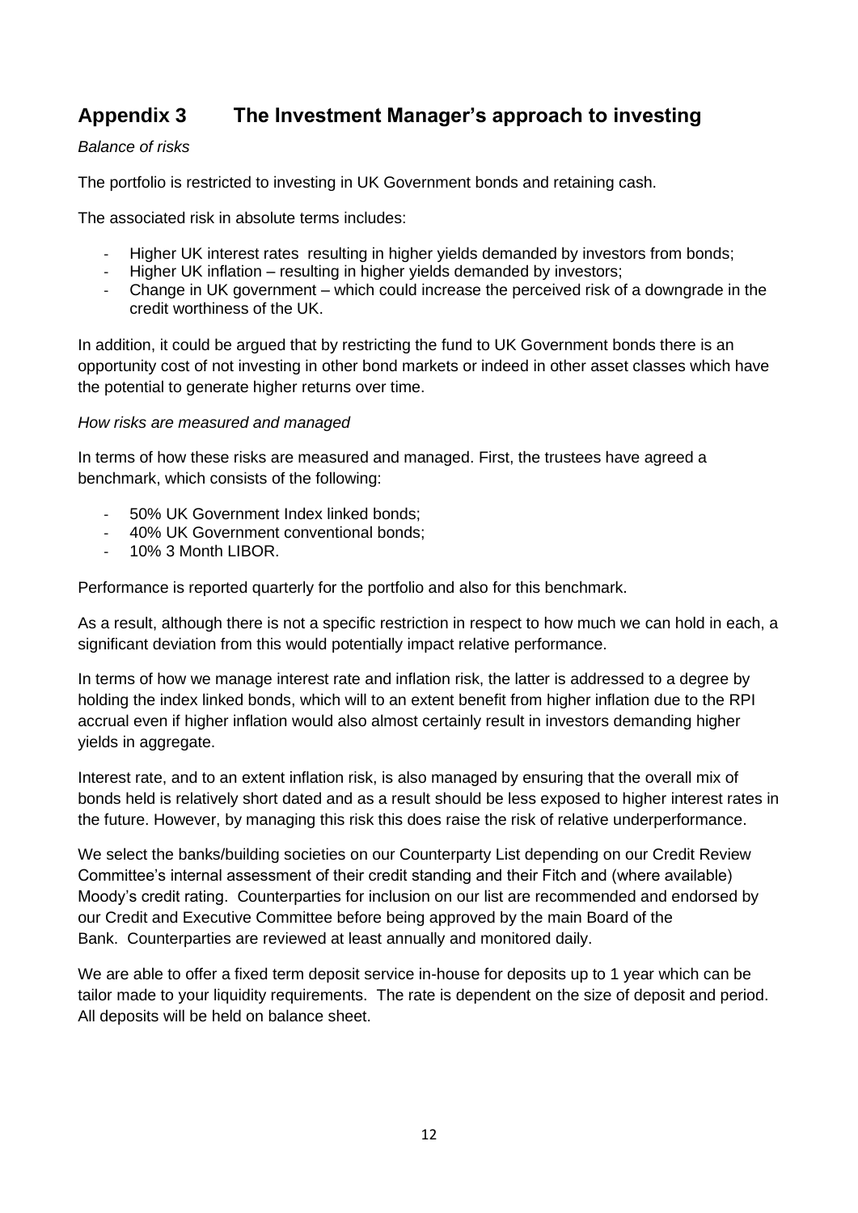## Appendix 3 The Investment Manager's approach to investing

*Balance of risks*

The portfolio is restricted to investing in UK Government bonds and retaining cash.

The associated risk in absolute terms includes:

- Higher UK interest rates resulting in higher yields demanded by investors from bonds;
- Higher UK inflation – resulting in higher yields demanded by investors;
- Change in UK government – which could increase the perceived risk of a downgrade in the credit worthiness of the UK.

In addition, it could be argued that by restricting the fund to UK Government bonds there is an opportunity cost of not investing in other bond markets or indeed in other asset classes which have the potential to generate higher returns over time.

*How risks are measured and managed*

In terms of how these risks are measured and managed. First, the trustees have agreed a benchmark, which consists of the following:

- 50% UK Government Index linked bonds;
- 40% UK Government conventional bonds;
- 10% 3 Month LIBOR.

Performance is reported quarterly for the portfolio and also for this benchmark.

As a result, although there is not a specific restriction in respect to how much we can hold in each, a significant deviation from this would potentially impact relative performance.

In terms of how we manage interest rate and inflation risk, the latter is addressed to a degree by holding the index linked bonds, which will to an extent benefit from higher inflation due to the RPI accrual even if higher inflation would also almost certainly result in investors demanding higher yields in aggregate.

Interest rate, and to an extent inflation risk, is also managed by ensuring that the overall mix of bonds held is relatively short dated and as a result should be less exposed to higher interest rates in the future. However, by managing this risk this does raise the risk of relative underperformance.

We select the banks/building societies on our Counterparty List depending on our Credit Review Committee's internal assessment of their credit standing and their Fitch and (where available) Moody's credit rating. Counterparties for inclusion on our list are recommended and endorsed by our Credit and Executive Committee before being approved by the main Board of the Bank. Counterparties are reviewed at least annually and monitored daily.

We are able to offer a fixed term deposit service in-house for deposits up to 1 year which can be tailor made to your liquidity requirements. The rate is dependent on the size of deposit and period. All deposits will be held on balance sheet.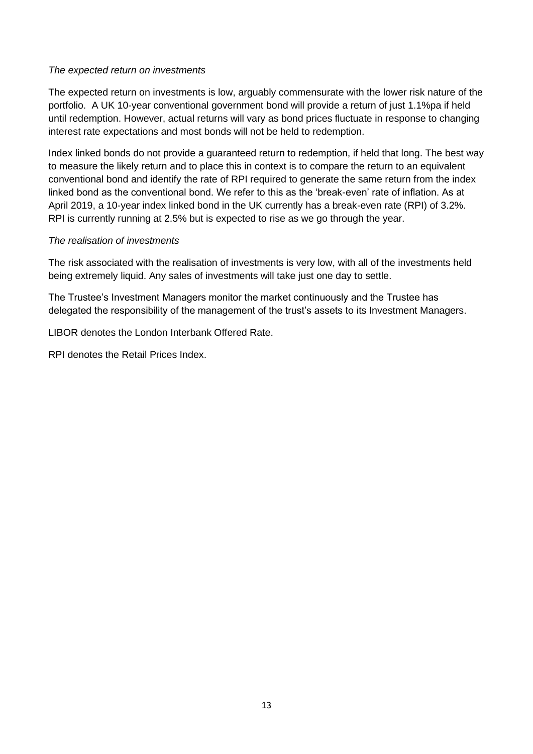*The expected return on investments*

The expected return on investments is low, arguably commensurate with the lower risk nature of the portfolio.  A UK 10-year conventional government bond will provide a return of just 1.1%pa if held until redemption. However, actual returns will vary as bond prices fluctuate in response to changing interest rate expectations and most bonds will not be held to redemption.

Index linked bonds do not provide a guaranteed return to redemption, if held that long. The best way to measure the likely return and to place this in context is to compare the return to an equivalent conventional bond and identify the rate of RPI required to generate the same return from the index linked bond as the conventional bond. We refer to this as the 'break-even' rate of inflation. As at April 2019, a 10-year index linked bond in the UK currently has a break-even rate (RPI) of 3.2%. RPI is currently running at 2.5% but is expected to rise as we go through the year.

*The realisation of investments*

The risk associated with the realisation of investments is very low, with all of the investments held being extremely liquid. Any sales of investments will take just one day to settle.

The Trustee's Investment Managers monitor the market continuously and the Trustee has delegated the responsibility of the management of the trust's assets to its Investment Managers.

LIBOR denotes the London Interbank Offered Rate.

RPI denotes the Retail Prices Index.